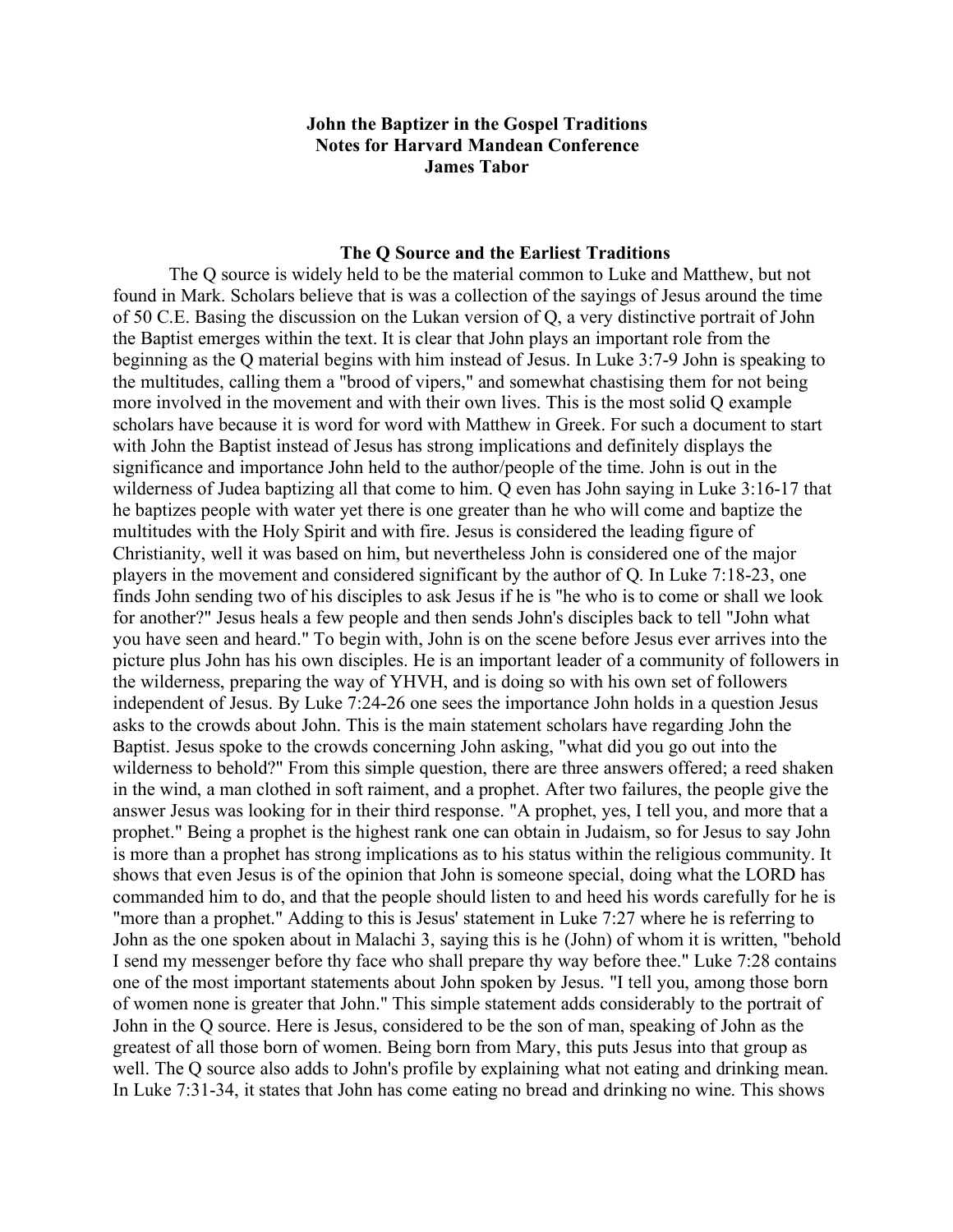**John the Baptizer in the Gospel Traditions**
**Notes for Harvard Mandean Conference**
**James Tabor**

### The Q Source and the Earliest Traditions

The Q source is widely held to be the material common to Luke and Matthew, but not found in Mark. Scholars believe that is was a collection of the sayings of Jesus around the time of 50 C.E. Basing the discussion on the Lukan version of Q, a very distinctive portrait of John the Baptist emerges within the text. It is clear that John plays an important role from the beginning as the Q material begins with him instead of Jesus. In Luke 3:7-9 John is speaking to the multitudes, calling them a "brood of vipers," and somewhat chastising them for not being more involved in the movement and with their own lives. This is the most solid Q example scholars have because it is word for word with Matthew in Greek. For such a document to start with John the Baptist instead of Jesus has strong implications and definitely displays the significance and importance John held to the author/people of the time. John is out in the wilderness of Judea baptizing all that come to him. Q even has John saying in Luke 3:16-17 that he baptizes people with water yet there is one greater than he who will come and baptize the multitudes with the Holy Spirit and with fire. Jesus is considered the leading figure of Christianity, well it was based on him, but nevertheless John is considered one of the major players in the movement and considered significant by the author of Q. In Luke 7:18-23, one finds John sending two of his disciples to ask Jesus if he is "he who is to come or shall we look for another?" Jesus heals a few people and then sends John's disciples back to tell "John what you have seen and heard." To begin with, John is on the scene before Jesus ever arrives into the picture plus John has his own disciples. He is an important leader of a community of followers in the wilderness, preparing the way of YHVH, and is doing so with his own set of followers independent of Jesus. By Luke 7:24-26 one sees the importance John holds in a question Jesus asks to the crowds about John. This is the main statement scholars have regarding John the Baptist. Jesus spoke to the crowds concerning John asking, "what did you go out into the wilderness to behold?" From this simple question, there are three answers offered; a reed shaken in the wind, a man clothed in soft raiment, and a prophet. After two failures, the people give the answer Jesus was looking for in their third response. "A prophet, yes, I tell you, and more that a prophet." Being a prophet is the highest rank one can obtain in Judaism, so for Jesus to say John is more than a prophet has strong implications as to his status within the religious community. It shows that even Jesus is of the opinion that John is someone special, doing what the LORD has commanded him to do, and that the people should listen to and heed his words carefully for he is "more than a prophet." Adding to this is Jesus' statement in Luke 7:27 where he is referring to John as the one spoken about in Malachi 3, saying this is he (John) of whom it is written, "behold I send my messenger before thy face who shall prepare thy way before thee." Luke 7:28 contains one of the most important statements about John spoken by Jesus. "I tell you, among those born of women none is greater that John." This simple statement adds considerably to the portrait of John in the Q source. Here is Jesus, considered to be the son of man, speaking of John as the greatest of all those born of women. Being born from Mary, this puts Jesus into that group as well. The Q source also adds to John's profile by explaining what not eating and drinking mean. In Luke 7:31-34, it states that John has come eating no bread and drinking no wine. This shows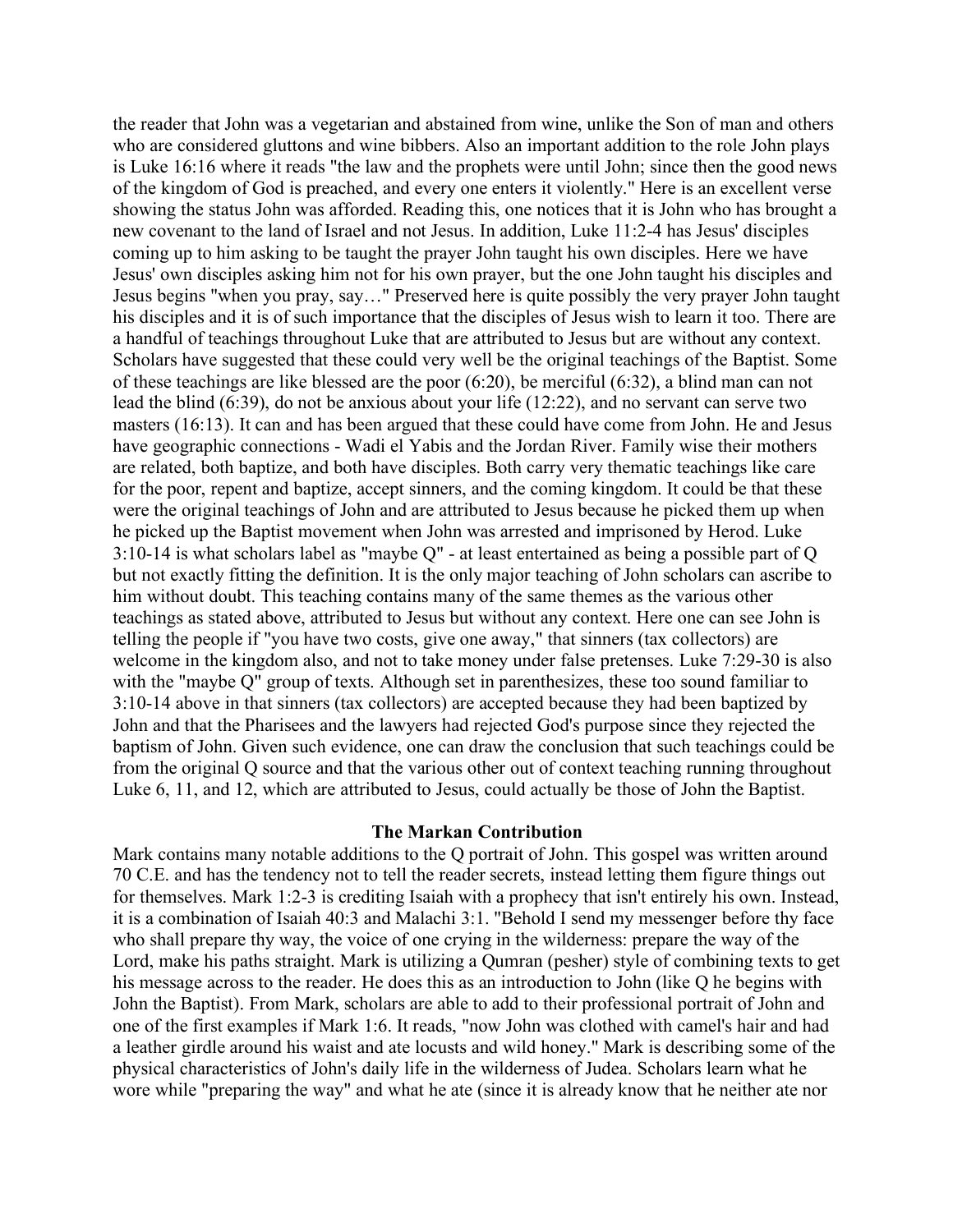the reader that John was a vegetarian and abstained from wine, unlike the Son of man and others who are considered gluttons and wine bibbers. Also an important addition to the role John plays is Luke 16:16 where it reads "the law and the prophets were until John; since then the good news of the kingdom of God is preached, and every one enters it violently." Here is an excellent verse showing the status John was afforded. Reading this, one notices that it is John who has brought a new covenant to the land of Israel and not Jesus. In addition, Luke 11:2-4 has Jesus' disciples coming up to him asking to be taught the prayer John taught his own disciples. Here we have Jesus' own disciples asking him not for his own prayer, but the one John taught his disciples and Jesus begins "when you pray, say…" Preserved here is quite possibly the very prayer John taught his disciples and it is of such importance that the disciples of Jesus wish to learn it too. There are a handful of teachings throughout Luke that are attributed to Jesus but are without any context. Scholars have suggested that these could very well be the original teachings of the Baptist. Some of these teachings are like blessed are the poor (6:20), be merciful (6:32), a blind man can not lead the blind (6:39), do not be anxious about your life (12:22), and no servant can serve two masters (16:13). It can and has been argued that these could have come from John. He and Jesus have geographic connections - Wadi el Yabis and the Jordan River. Family wise their mothers are related, both baptize, and both have disciples. Both carry very thematic teachings like care for the poor, repent and baptize, accept sinners, and the coming kingdom. It could be that these were the original teachings of John and are attributed to Jesus because he picked them up when he picked up the Baptist movement when John was arrested and imprisoned by Herod. Luke 3:10-14 is what scholars label as "maybe Q" - at least entertained as being a possible part of Q but not exactly fitting the definition. It is the only major teaching of John scholars can ascribe to him without doubt. This teaching contains many of the same themes as the various other teachings as stated above, attributed to Jesus but without any context. Here one can see John is telling the people if "you have two costs, give one away," that sinners (tax collectors) are welcome in the kingdom also, and not to take money under false pretenses. Luke 7:29-30 is also with the "maybe Q" group of texts. Although set in parenthesizes, these too sound familiar to 3:10-14 above in that sinners (tax collectors) are accepted because they had been baptized by John and that the Pharisees and the lawyers had rejected God's purpose since they rejected the baptism of John. Given such evidence, one can draw the conclusion that such teachings could be from the original Q source and that the various other out of context teaching running throughout Luke 6, 11, and 12, which are attributed to Jesus, could actually be those of John the Baptist.

## The Markan Contribution

Mark contains many notable additions to the Q portrait of John. This gospel was written around 70 C.E. and has the tendency not to tell the reader secrets, instead letting them figure things out for themselves. Mark 1:2-3 is crediting Isaiah with a prophecy that isn't entirely his own. Instead, it is a combination of Isaiah 40:3 and Malachi 3:1. "Behold I send my messenger before thy face who shall prepare thy way, the voice of one crying in the wilderness: prepare the way of the Lord, make his paths straight. Mark is utilizing a Qumran (pesher) style of combining texts to get his message across to the reader. He does this as an introduction to John (like Q he begins with John the Baptist). From Mark, scholars are able to add to their professional portrait of John and one of the first examples if Mark 1:6. It reads, "now John was clothed with camel's hair and had a leather girdle around his waist and ate locusts and wild honey." Mark is describing some of the physical characteristics of John's daily life in the wilderness of Judea. Scholars learn what he wore while "preparing the way" and what he ate (since it is already know that he neither ate nor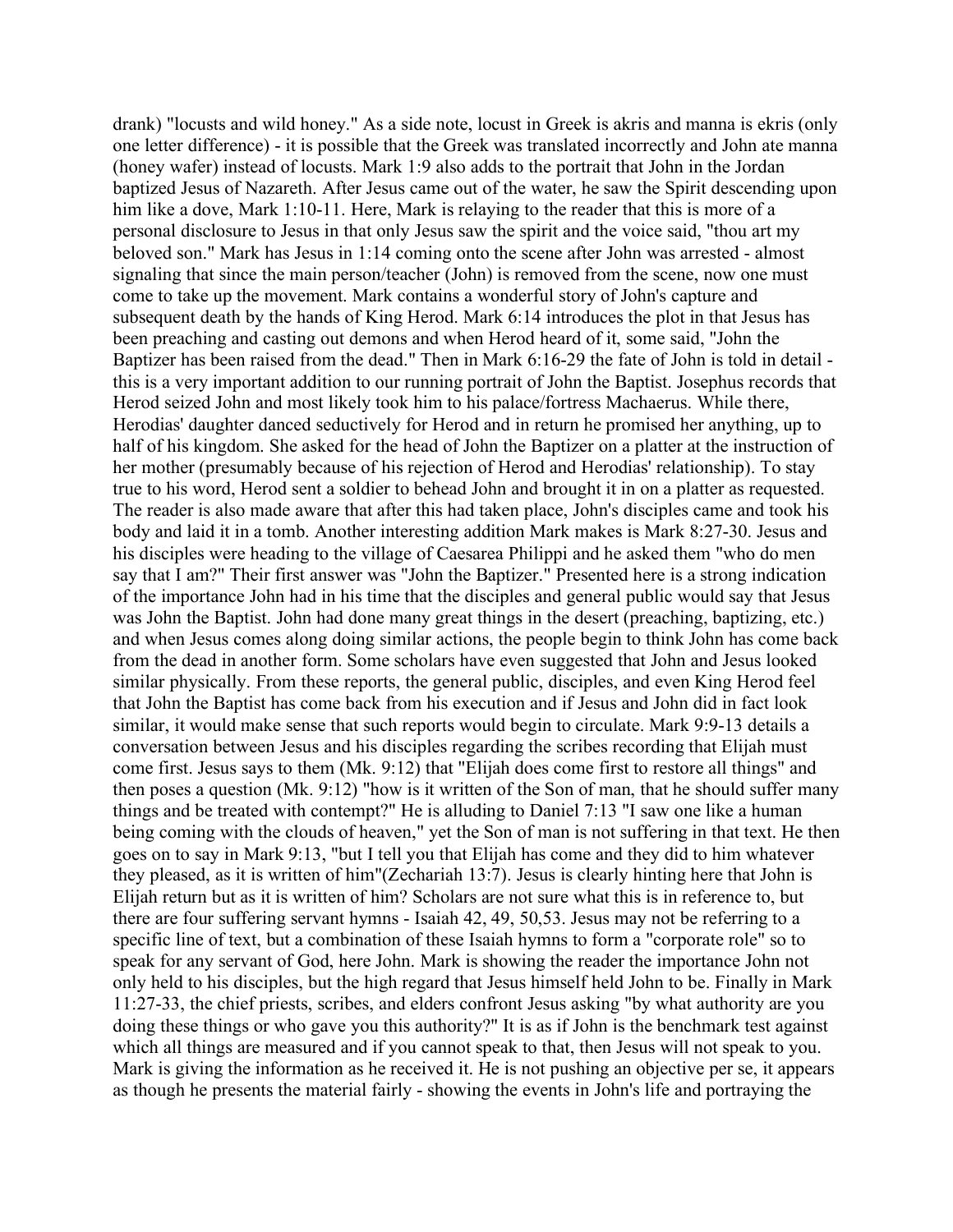drank) "locusts and wild honey." As a side note, locust in Greek is akris and manna is ekris (only one letter difference) - it is possible that the Greek was translated incorrectly and John ate manna (honey wafer) instead of locusts. Mark 1:9 also adds to the portrait that John in the Jordan baptized Jesus of Nazareth. After Jesus came out of the water, he saw the Spirit descending upon him like a dove, Mark 1:10-11. Here, Mark is relaying to the reader that this is more of a personal disclosure to Jesus in that only Jesus saw the spirit and the voice said, "thou art my beloved son." Mark has Jesus in 1:14 coming onto the scene after John was arrested - almost signaling that since the main person/teacher (John) is removed from the scene, now one must come to take up the movement. Mark contains a wonderful story of John's capture and subsequent death by the hands of King Herod. Mark 6:14 introduces the plot in that Jesus has been preaching and casting out demons and when Herod heard of it, some said, "John the Baptizer has been raised from the dead." Then in Mark 6:16-29 the fate of John is told in detail - this is a very important addition to our running portrait of John the Baptist. Josephus records that Herod seized John and most likely took him to his palace/fortress Machaerus. While there, Herodias' daughter danced seductively for Herod and in return he promised her anything, up to half of his kingdom. She asked for the head of John the Baptizer on a platter at the instruction of her mother (presumably because of his rejection of Herod and Herodias' relationship). To stay true to his word, Herod sent a soldier to behead John and brought it in on a platter as requested. The reader is also made aware that after this had taken place, John's disciples came and took his body and laid it in a tomb. Another interesting addition Mark makes is Mark 8:27-30. Jesus and his disciples were heading to the village of Caesarea Philippi and he asked them "who do men say that I am?" Their first answer was "John the Baptizer." Presented here is a strong indication of the importance John had in his time that the disciples and general public would say that Jesus was John the Baptist. John had done many great things in the desert (preaching, baptizing, etc.) and when Jesus comes along doing similar actions, the people begin to think John has come back from the dead in another form. Some scholars have even suggested that John and Jesus looked similar physically. From these reports, the general public, disciples, and even King Herod feel that John the Baptist has come back from his execution and if Jesus and John did in fact look similar, it would make sense that such reports would begin to circulate. Mark 9:9-13 details a conversation between Jesus and his disciples regarding the scribes recording that Elijah must come first. Jesus says to them (Mk. 9:12) that "Elijah does come first to restore all things" and then poses a question (Mk. 9:12) "how is it written of the Son of man, that he should suffer many things and be treated with contempt?" He is alluding to Daniel 7:13 "I saw one like a human being coming with the clouds of heaven," yet the Son of man is not suffering in that text. He then goes on to say in Mark 9:13, "but I tell you that Elijah has come and they did to him whatever they pleased, as it is written of him"(Zechariah 13:7). Jesus is clearly hinting here that John is Elijah return but as it is written of him? Scholars are not sure what this is in reference to, but there are four suffering servant hymns - Isaiah 42, 49, 50,53. Jesus may not be referring to a specific line of text, but a combination of these Isaiah hymns to form a "corporate role" so to speak for any servant of God, here John. Mark is showing the reader the importance John not only held to his disciples, but the high regard that Jesus himself held John to be. Finally in Mark 11:27-33, the chief priests, scribes, and elders confront Jesus asking "by what authority are you doing these things or who gave you this authority?" It is as if John is the benchmark test against which all things are measured and if you cannot speak to that, then Jesus will not speak to you. Mark is giving the information as he received it. He is not pushing an objective per se, it appears as though he presents the material fairly - showing the events in John's life and portraying the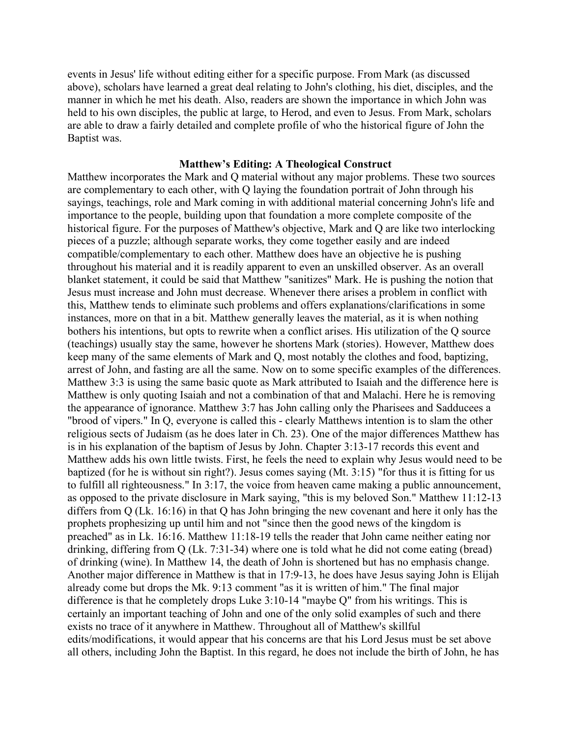events in Jesus' life without editing either for a specific purpose. From Mark (as discussed above), scholars have learned a great deal relating to John's clothing, his diet, disciples, and the manner in which he met his death. Also, readers are shown the importance in which John was held to his own disciples, the public at large, to Herod, and even to Jesus. From Mark, scholars are able to draw a fairly detailed and complete profile of who the historical figure of John the Baptist was.

**Matthew's Editing: A Theological Construct**

Matthew incorporates the Mark and Q material without any major problems. These two sources are complementary to each other, with Q laying the foundation portrait of John through his sayings, teachings, role and Mark coming in with additional material concerning John's life and importance to the people, building upon that foundation a more complete composite of the historical figure. For the purposes of Matthew's objective, Mark and Q are like two interlocking pieces of a puzzle; although separate works, they come together easily and are indeed compatible/complementary to each other. Matthew does have an objective he is pushing throughout his material and it is readily apparent to even an unskilled observer. As an overall blanket statement, it could be said that Matthew "sanitizes" Mark. He is pushing the notion that Jesus must increase and John must decrease. Whenever there arises a problem in conflict with this, Matthew tends to eliminate such problems and offers explanations/clarifications in some instances, more on that in a bit. Matthew generally leaves the material, as it is when nothing bothers his intentions, but opts to rewrite when a conflict arises. His utilization of the Q source (teachings) usually stay the same, however he shortens Mark (stories). However, Matthew does keep many of the same elements of Mark and Q, most notably the clothes and food, baptizing, arrest of John, and fasting are all the same. Now on to some specific examples of the differences. Matthew 3:3 is using the same basic quote as Mark attributed to Isaiah and the difference here is Matthew is only quoting Isaiah and not a combination of that and Malachi. Here he is removing the appearance of ignorance. Matthew 3:7 has John calling only the Pharisees and Sadducees a "brood of vipers." In Q, everyone is called this - clearly Matthews intention is to slam the other religious sects of Judaism (as he does later in Ch. 23). One of the major differences Matthew has is in his explanation of the baptism of Jesus by John. Chapter 3:13-17 records this event and Matthew adds his own little twists. First, he feels the need to explain why Jesus would need to be baptized (for he is without sin right?). Jesus comes saying (Mt. 3:15) "for thus it is fitting for us to fulfill all righteousness." In 3:17, the voice from heaven came making a public announcement, as opposed to the private disclosure in Mark saying, "this is my beloved Son." Matthew 11:12-13 differs from Q (Lk. 16:16) in that Q has John bringing the new covenant and here it only has the prophets prophesizing up until him and not "since then the good news of the kingdom is preached" as in Lk. 16:16. Matthew 11:18-19 tells the reader that John came neither eating nor drinking, differing from Q (Lk. 7:31-34) where one is told what he did not come eating (bread) of drinking (wine). In Matthew 14, the death of John is shortened but has no emphasis change. Another major difference in Matthew is that in 17:9-13, he does have Jesus saying John is Elijah already come but drops the Mk. 9:13 comment "as it is written of him." The final major difference is that he completely drops Luke 3:10-14 "maybe Q" from his writings. This is certainly an important teaching of John and one of the only solid examples of such and there exists no trace of it anywhere in Matthew. Throughout all of Matthew's skillful edits/modifications, it would appear that his concerns are that his Lord Jesus must be set above all others, including John the Baptist. In this regard, he does not include the birth of John, he has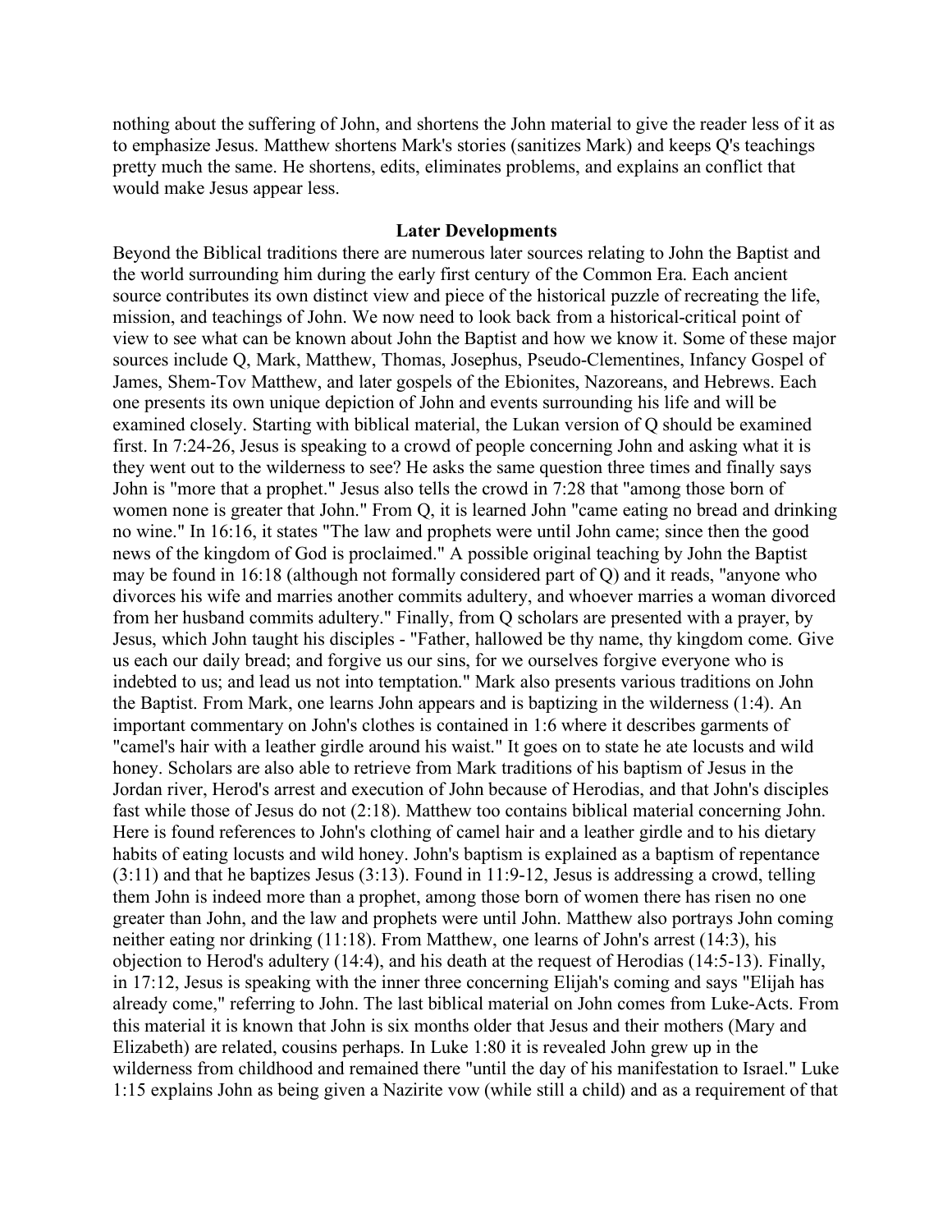nothing about the suffering of John, and shortens the John material to give the reader less of it as to emphasize Jesus. Matthew shortens Mark's stories (sanitizes Mark) and keeps Q's teachings pretty much the same. He shortens, edits, eliminates problems, and explains an conflict that would make Jesus appear less.

## Later Developments

Beyond the Biblical traditions there are numerous later sources relating to John the Baptist and the world surrounding him during the early first century of the Common Era. Each ancient source contributes its own distinct view and piece of the historical puzzle of recreating the life, mission, and teachings of John. We now need to look back from a historical-critical point of view to see what can be known about John the Baptist and how we know it. Some of these major sources include Q, Mark, Matthew, Thomas, Josephus, Pseudo-Clementines, Infancy Gospel of James, Shem-Tov Matthew, and later gospels of the Ebionites, Nazoreans, and Hebrews. Each one presents its own unique depiction of John and events surrounding his life and will be examined closely. Starting with biblical material, the Lukan version of Q should be examined first. In 7:24-26, Jesus is speaking to a crowd of people concerning John and asking what it is they went out to the wilderness to see? He asks the same question three times and finally says John is "more that a prophet." Jesus also tells the crowd in 7:28 that "among those born of women none is greater that John." From Q, it is learned John "came eating no bread and drinking no wine." In 16:16, it states "The law and prophets were until John came; since then the good news of the kingdom of God is proclaimed." A possible original teaching by John the Baptist may be found in 16:18 (although not formally considered part of Q) and it reads, "anyone who divorces his wife and marries another commits adultery, and whoever marries a woman divorced from her husband commits adultery." Finally, from Q scholars are presented with a prayer, by Jesus, which John taught his disciples - "Father, hallowed be thy name, thy kingdom come. Give us each our daily bread; and forgive us our sins, for we ourselves forgive everyone who is indebted to us; and lead us not into temptation." Mark also presents various traditions on John the Baptist. From Mark, one learns John appears and is baptizing in the wilderness (1:4). An important commentary on John's clothes is contained in 1:6 where it describes garments of "camel's hair with a leather girdle around his waist." It goes on to state he ate locusts and wild honey. Scholars are also able to retrieve from Mark traditions of his baptism of Jesus in the Jordan river, Herod's arrest and execution of John because of Herodias, and that John's disciples fast while those of Jesus do not (2:18). Matthew too contains biblical material concerning John. Here is found references to John's clothing of camel hair and a leather girdle and to his dietary habits of eating locusts and wild honey. John's baptism is explained as a baptism of repentance (3:11) and that he baptizes Jesus (3:13). Found in 11:9-12, Jesus is addressing a crowd, telling them John is indeed more than a prophet, among those born of women there has risen no one greater than John, and the law and prophets were until John. Matthew also portrays John coming neither eating nor drinking (11:18). From Matthew, one learns of John's arrest (14:3), his objection to Herod's adultery (14:4), and his death at the request of Herodias (14:5-13). Finally, in 17:12, Jesus is speaking with the inner three concerning Elijah's coming and says "Elijah has already come," referring to John. The last biblical material on John comes from Luke-Acts. From this material it is known that John is six months older that Jesus and their mothers (Mary and Elizabeth) are related, cousins perhaps. In Luke 1:80 it is revealed John grew up in the wilderness from childhood and remained there "until the day of his manifestation to Israel." Luke 1:15 explains John as being given a Nazirite vow (while still a child) and as a requirement of that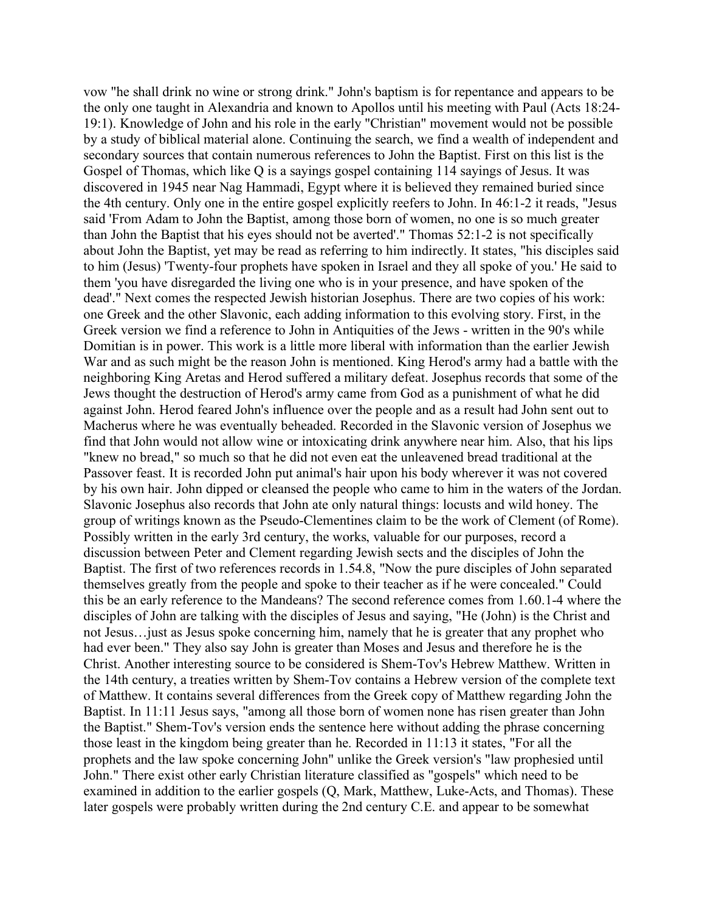vow "he shall drink no wine or strong drink." John's baptism is for repentance and appears to be the only one taught in Alexandria and known to Apollos until his meeting with Paul (Acts 18:24-19:1). Knowledge of John and his role in the early "Christian" movement would not be possible by a study of biblical material alone. Continuing the search, we find a wealth of independent and secondary sources that contain numerous references to John the Baptist. First on this list is the Gospel of Thomas, which like Q is a sayings gospel containing 114 sayings of Jesus. It was discovered in 1945 near Nag Hammadi, Egypt where it is believed they remained buried since the 4th century. Only one in the entire gospel explicitly reefers to John. In 46:1-2 it reads, "Jesus said 'From Adam to John the Baptist, among those born of women, no one is so much greater than John the Baptist that his eyes should not be averted'." Thomas 52:1-2 is not specifically about John the Baptist, yet may be read as referring to him indirectly. It states, "his disciples said to him (Jesus) 'Twenty-four prophets have spoken in Israel and they all spoke of you.' He said to them 'you have disregarded the living one who is in your presence, and have spoken of the dead'." Next comes the respected Jewish historian Josephus. There are two copies of his work: one Greek and the other Slavonic, each adding information to this evolving story. First, in the Greek version we find a reference to John in Antiquities of the Jews - written in the 90's while Domitian is in power. This work is a little more liberal with information than the earlier Jewish War and as such might be the reason John is mentioned. King Herod's army had a battle with the neighboring King Aretas and Herod suffered a military defeat. Josephus records that some of the Jews thought the destruction of Herod's army came from God as a punishment of what he did against John. Herod feared John's influence over the people and as a result had John sent out to Macherus where he was eventually beheaded. Recorded in the Slavonic version of Josephus we find that John would not allow wine or intoxicating drink anywhere near him. Also, that his lips "knew no bread," so much so that he did not even eat the unleavened bread traditional at the Passover feast. It is recorded John put animal's hair upon his body wherever it was not covered by his own hair. John dipped or cleansed the people who came to him in the waters of the Jordan. Slavonic Josephus also records that John ate only natural things: locusts and wild honey. The group of writings known as the Pseudo-Clementines claim to be the work of Clement (of Rome). Possibly written in the early 3rd century, the works, valuable for our purposes, record a discussion between Peter and Clement regarding Jewish sects and the disciples of John the Baptist. The first of two references records in 1.54.8, "Now the pure disciples of John separated themselves greatly from the people and spoke to their teacher as if he were concealed." Could this be an early reference to the Mandeans? The second reference comes from 1.60.1-4 where the disciples of John are talking with the disciples of Jesus and saying, "He (John) is the Christ and not Jesus…just as Jesus spoke concerning him, namely that he is greater that any prophet who had ever been." They also say John is greater than Moses and Jesus and therefore he is the Christ. Another interesting source to be considered is Shem-Tov's Hebrew Matthew. Written in the 14th century, a treaties written by Shem-Tov contains a Hebrew version of the complete text of Matthew. It contains several differences from the Greek copy of Matthew regarding John the Baptist. In 11:11 Jesus says, "among all those born of women none has risen greater than John the Baptist." Shem-Tov's version ends the sentence here without adding the phrase concerning those least in the kingdom being greater than he. Recorded in 11:13 it states, "For all the prophets and the law spoke concerning John" unlike the Greek version's "law prophesied until John." There exist other early Christian literature classified as "gospels" which need to be examined in addition to the earlier gospels (Q, Mark, Matthew, Luke-Acts, and Thomas). These later gospels were probably written during the 2nd century C.E. and appear to be somewhat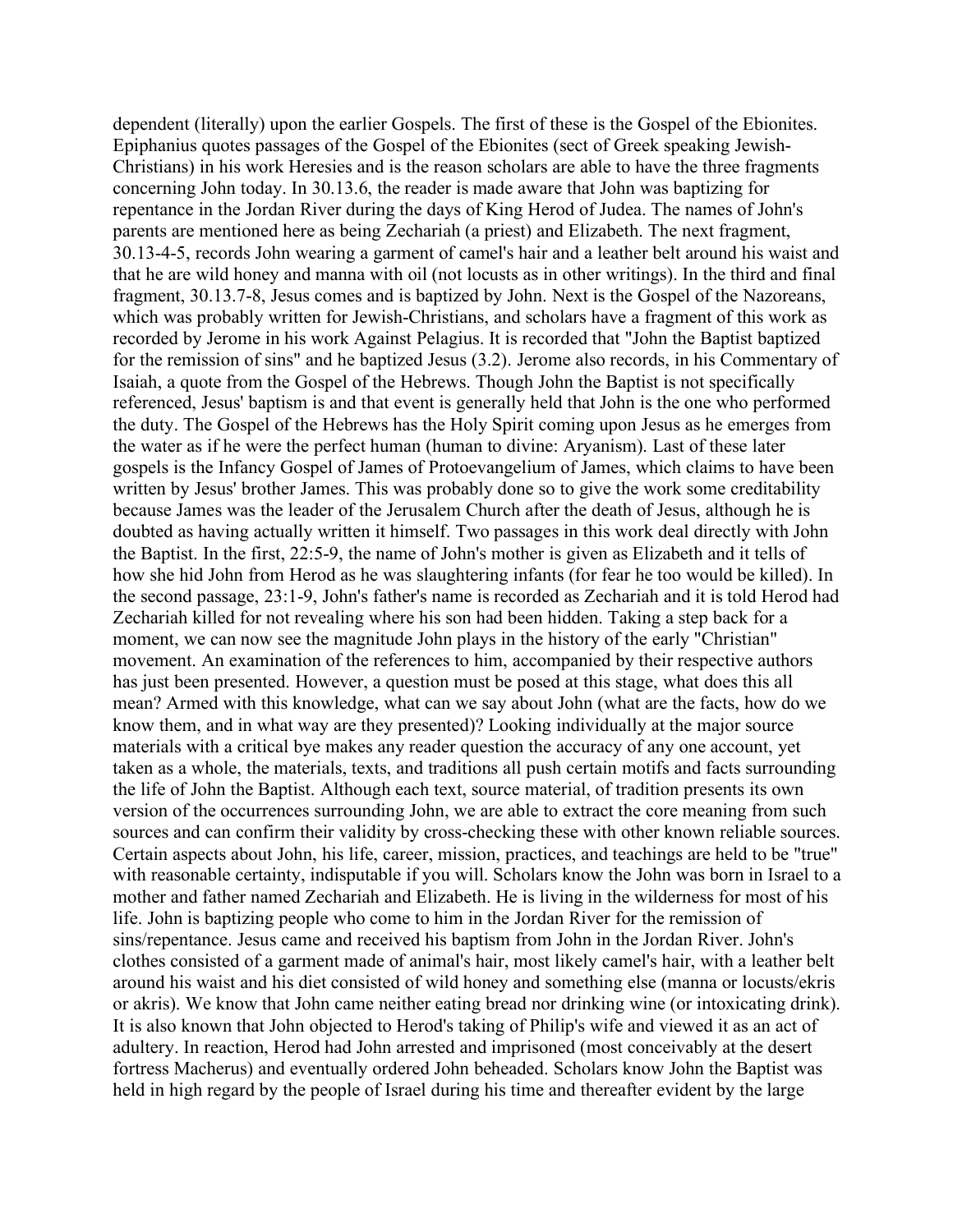dependent (literally) upon the earlier Gospels. The first of these is the Gospel of the Ebionites. Epiphanius quotes passages of the Gospel of the Ebionites (sect of Greek speaking Jewish-Christians) in his work Heresies and is the reason scholars are able to have the three fragments concerning John today. In 30.13.6, the reader is made aware that John was baptizing for repentance in the Jordan River during the days of King Herod of Judea. The names of John's parents are mentioned here as being Zechariah (a priest) and Elizabeth. The next fragment, 30.13-4-5, records John wearing a garment of camel's hair and a leather belt around his waist and that he are wild honey and manna with oil (not locusts as in other writings). In the third and final fragment, 30.13.7-8, Jesus comes and is baptized by John. Next is the Gospel of the Nazoreans, which was probably written for Jewish-Christians, and scholars have a fragment of this work as recorded by Jerome in his work Against Pelagius. It is recorded that "John the Baptist baptized for the remission of sins" and he baptized Jesus (3.2). Jerome also records, in his Commentary of Isaiah, a quote from the Gospel of the Hebrews. Though John the Baptist is not specifically referenced, Jesus' baptism is and that event is generally held that John is the one who performed the duty. The Gospel of the Hebrews has the Holy Spirit coming upon Jesus as he emerges from the water as if he were the perfect human (human to divine: Aryanism). Last of these later gospels is the Infancy Gospel of James of Protoevangelium of James, which claims to have been written by Jesus' brother James. This was probably done so to give the work some creditability because James was the leader of the Jerusalem Church after the death of Jesus, although he is doubted as having actually written it himself. Two passages in this work deal directly with John the Baptist. In the first, 22:5-9, the name of John's mother is given as Elizabeth and it tells of how she hid John from Herod as he was slaughtering infants (for fear he too would be killed). In the second passage, 23:1-9, John's father's name is recorded as Zechariah and it is told Herod had Zechariah killed for not revealing where his son had been hidden. Taking a step back for a moment, we can now see the magnitude John plays in the history of the early "Christian" movement. An examination of the references to him, accompanied by their respective authors has just been presented. However, a question must be posed at this stage, what does this all mean? Armed with this knowledge, what can we say about John (what are the facts, how do we know them, and in what way are they presented)? Looking individually at the major source materials with a critical bye makes any reader question the accuracy of any one account, yet taken as a whole, the materials, texts, and traditions all push certain motifs and facts surrounding the life of John the Baptist. Although each text, source material, of tradition presents its own version of the occurrences surrounding John, we are able to extract the core meaning from such sources and can confirm their validity by cross-checking these with other known reliable sources. Certain aspects about John, his life, career, mission, practices, and teachings are held to be "true" with reasonable certainty, indisputable if you will. Scholars know the John was born in Israel to a mother and father named Zechariah and Elizabeth. He is living in the wilderness for most of his life. John is baptizing people who come to him in the Jordan River for the remission of sins/repentance. Jesus came and received his baptism from John in the Jordan River. John's clothes consisted of a garment made of animal's hair, most likely camel's hair, with a leather belt around his waist and his diet consisted of wild honey and something else (manna or locusts/ekris or akris). We know that John came neither eating bread nor drinking wine (or intoxicating drink). It is also known that John objected to Herod's taking of Philip's wife and viewed it as an act of adultery. In reaction, Herod had John arrested and imprisoned (most conceivably at the desert fortress Macherus) and eventually ordered John beheaded. Scholars know John the Baptist was held in high regard by the people of Israel during his time and thereafter evident by the large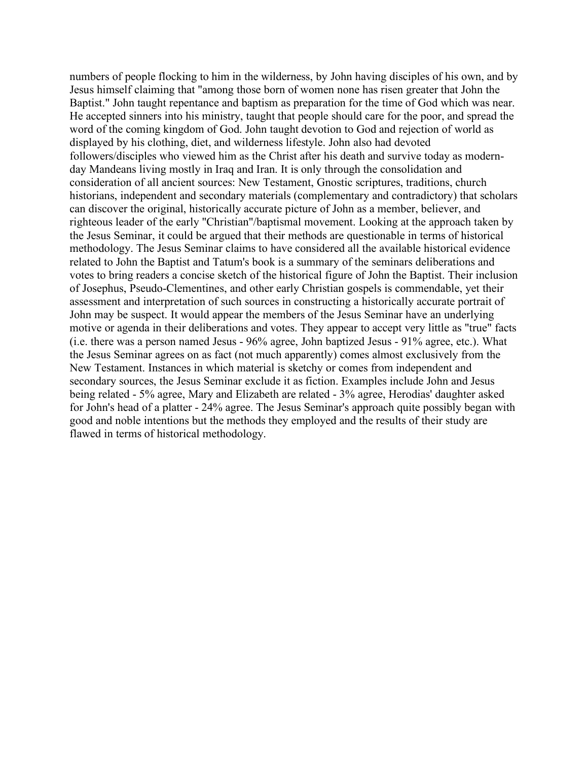numbers of people flocking to him in the wilderness, by John having disciples of his own, and by Jesus himself claiming that "among those born of women none has risen greater that John the Baptist." John taught repentance and baptism as preparation for the time of God which was near. He accepted sinners into his ministry, taught that people should care for the poor, and spread the word of the coming kingdom of God. John taught devotion to God and rejection of world as displayed by his clothing, diet, and wilderness lifestyle. John also had devoted followers/disciples who viewed him as the Christ after his death and survive today as modern-day Mandeans living mostly in Iraq and Iran. It is only through the consolidation and consideration of all ancient sources: New Testament, Gnostic scriptures, traditions, church historians, independent and secondary materials (complementary and contradictory) that scholars can discover the original, historically accurate picture of John as a member, believer, and righteous leader of the early "Christian"/baptismal movement. Looking at the approach taken by the Jesus Seminar, it could be argued that their methods are questionable in terms of historical methodology. The Jesus Seminar claims to have considered all the available historical evidence related to John the Baptist and Tatum's book is a summary of the seminars deliberations and votes to bring readers a concise sketch of the historical figure of John the Baptist. Their inclusion of Josephus, Pseudo-Clementines, and other early Christian gospels is commendable, yet their assessment and interpretation of such sources in constructing a historically accurate portrait of John may be suspect. It would appear the members of the Jesus Seminar have an underlying motive or agenda in their deliberations and votes. They appear to accept very little as "true" facts (i.e. there was a person named Jesus - 96% agree, John baptized Jesus - 91% agree, etc.). What the Jesus Seminar agrees on as fact (not much apparently) comes almost exclusively from the New Testament. Instances in which material is sketchy or comes from independent and secondary sources, the Jesus Seminar exclude it as fiction. Examples include John and Jesus being related - 5% agree, Mary and Elizabeth are related - 3% agree, Herodias' daughter asked for John's head of a platter - 24% agree. The Jesus Seminar's approach quite possibly began with good and noble intentions but the methods they employed and the results of their study are flawed in terms of historical methodology.